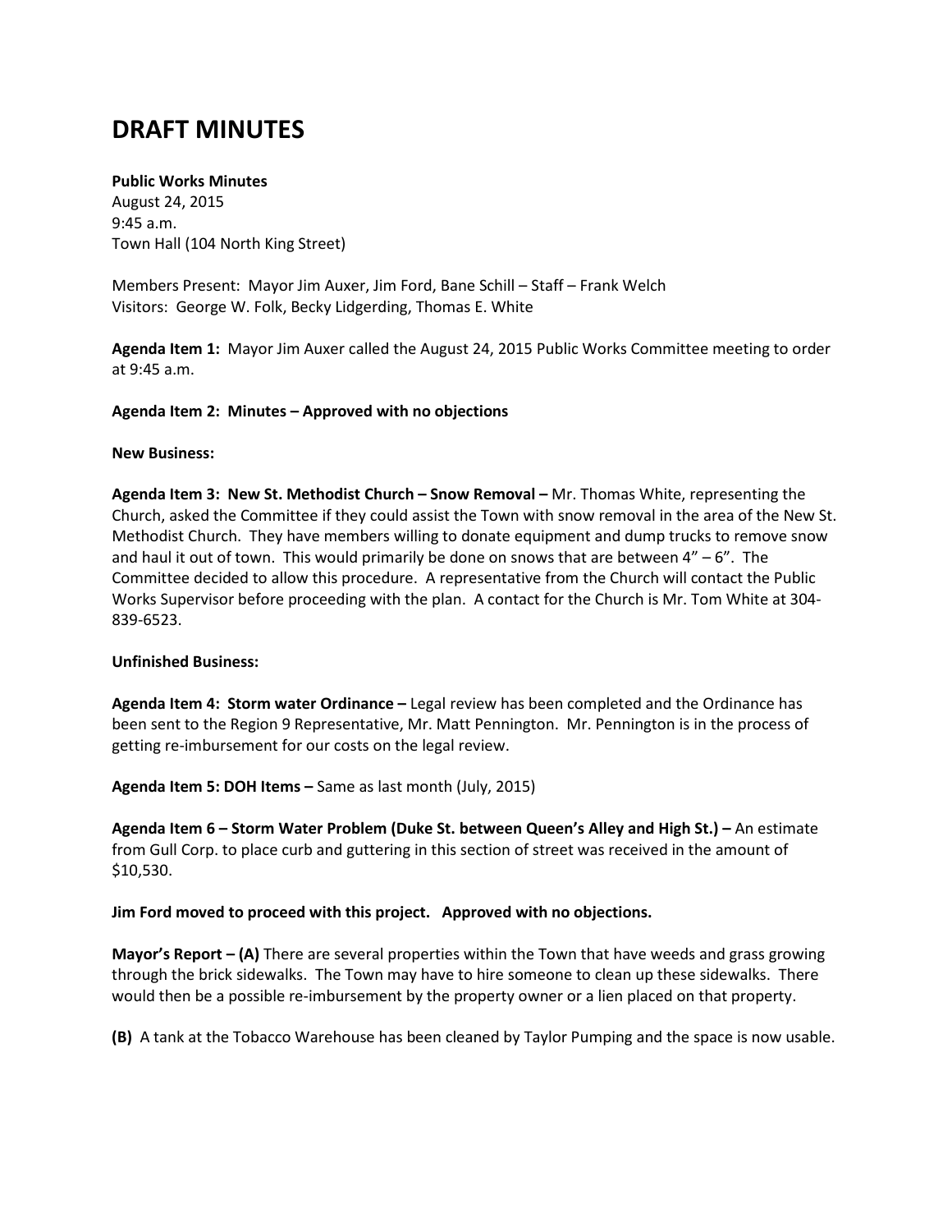# DRAFT MINUTES

**Public Works Minutes**
August 24, 2015
9:45 a.m.
Town Hall (104 North King Street)

Members Present: Mayor Jim Auxer, Jim Ford, Bane Schill – Staff – Frank Welch
Visitors: George W. Folk, Becky Lidgerding, Thomas E. White

**Agenda Item 1:** Mayor Jim Auxer called the August 24, 2015 Public Works Committee meeting to order at 9:45 a.m.

**Agenda Item 2: Minutes – Approved with no objections**

**New Business:**

**Agenda Item 3: New St. Methodist Church – Snow Removal –** Mr. Thomas White, representing the Church, asked the Committee if they could assist the Town with snow removal in the area of the New St. Methodist Church. They have members willing to donate equipment and dump trucks to remove snow and haul it out of town. This would primarily be done on snows that are between 4" – 6". The Committee decided to allow this procedure. A representative from the Church will contact the Public Works Supervisor before proceeding with the plan. A contact for the Church is Mr. Tom White at 304-839-6523.

**Unfinished Business:**

**Agenda Item 4: Storm water Ordinance –** Legal review has been completed and the Ordinance has been sent to the Region 9 Representative, Mr. Matt Pennington. Mr. Pennington is in the process of getting re-imbursement for our costs on the legal review.

**Agenda Item 5: DOH Items –** Same as last month (July, 2015)

**Agenda Item 6 – Storm Water Problem (Duke St. between Queen's Alley and High St.) –** An estimate from Gull Corp. to place curb and guttering in this section of street was received in the amount of $10,530.

**Jim Ford moved to proceed with this project. Approved with no objections.**

**Mayor's Report – (A)** There are several properties within the Town that have weeds and grass growing through the brick sidewalks. The Town may have to hire someone to clean up these sidewalks. There would then be a possible re-imbursement by the property owner or a lien placed on that property.

**(B)** A tank at the Tobacco Warehouse has been cleaned by Taylor Pumping and the space is now usable.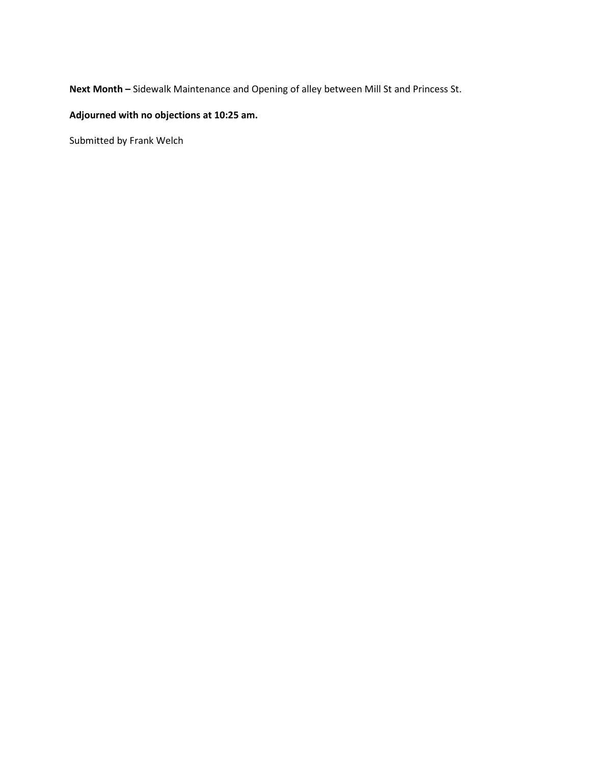**Next Month –** Sidewalk Maintenance and Opening of alley between Mill St and Princess St.

**Adjourned with no objections at 10:25 am.**

Submitted by Frank Welch